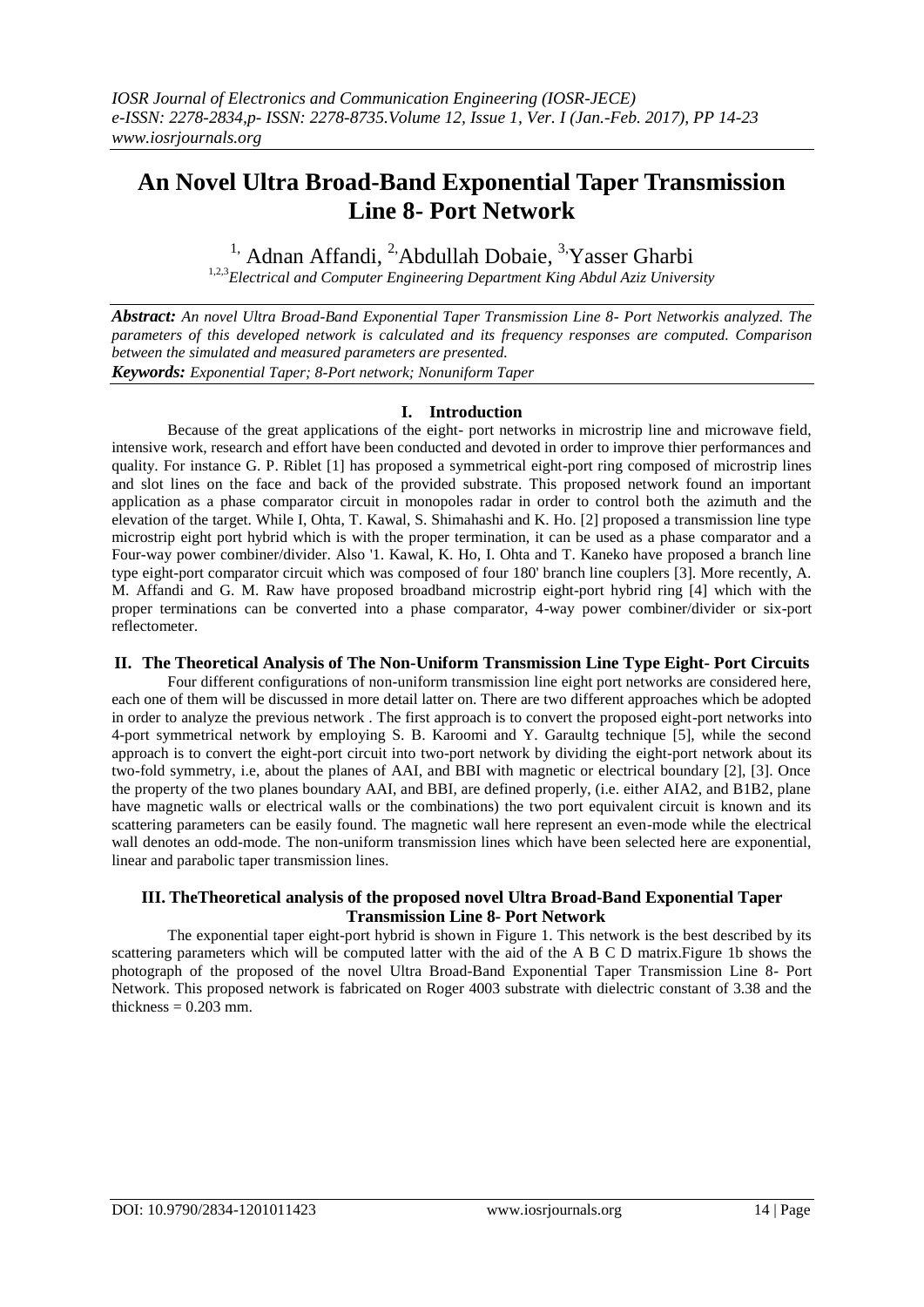# An Novel Ultra Broad-Band Exponential Taper Transmission Line 8- Port Network

[1,] Adnan Affandi, [2,] Abdullah Dobaie, [3,] Yasser Gharbi

[1,2,3] *Electrical and Computer Engineering Department King Abdul Aziz University*

***Abstract:*** *An novel Ultra Broad-Band Exponential Taper Transmission Line 8- Port Networkis analyzed. The parameters of this developed network is calculated and its frequency responses are computed. Comparison between the simulated and measured parameters are presented.*

***Keywords:*** *Exponential Taper; 8-Port network; Nonuniform Taper*

## I. Introduction

Because of the great applications of the eight- port networks in microstrip line and microwave field, intensive work, research and effort have been conducted and devoted in order to improve thier performances and quality. For instance G. P. Riblet [1] has proposed a symmetrical eight-port ring composed of microstrip lines and slot lines on the face and back of the provided substrate. This proposed network found an important application as a phase comparator circuit in monopoles radar in order to control both the azimuth and the elevation of the target. While I, Ohta, T. Kawal, S. Shimahashi and K. Ho. [2] proposed a transmission line type microstrip eight port hybrid which is with the proper termination, it can be used as a phase comparator and a Four-way power combiner/divider. Also '1. Kawal, K. Ho, I. Ohta and T. Kaneko have proposed a branch line type eight-port comparator circuit which was composed of four 180' branch line couplers [3]. More recently, A. M. Affandi and G. M. Raw have proposed broadband microstrip eight-port hybrid ring [4] which with the proper terminations can be converted into a phase comparator, 4-way power combiner/divider or six-port reflectometer.

## II. The Theoretical Analysis of The Non-Uniform Transmission Line Type Eight- Port Circuits

Four different configurations of non-uniform transmission line eight port networks are considered here, each one of them will be discussed in more detail latter on. There are two different approaches which be adopted in order to analyze the previous network . The first approach is to convert the proposed eight-port networks into 4-port symmetrical network by employing S. B. Karoomi and Y. Garaultg technique [5], while the second approach is to convert the eight-port circuit into two-port network by dividing the eight-port network about its two-fold symmetry, i.e, about the planes of AAI, and BBI with magnetic or electrical boundary [2], [3]. Once the property of the two planes boundary AAI, and BBI, are defined properly, (i.e. either AIA2, and B1B2, plane have magnetic walls or electrical walls or the combinations) the two port equivalent circuit is known and its scattering parameters can be easily found. The magnetic wall here represent an even-mode while the electrical wall denotes an odd-mode. The non-uniform transmission lines which have been selected here are exponential, linear and parabolic taper transmission lines.

## III. TheTheoretical analysis of the proposed novel Ultra Broad-Band Exponential Taper Transmission Line 8- Port Network

The exponential taper eight-port hybrid is shown in Figure 1. This network is the best described by its scattering parameters which will be computed latter with the aid of the A B C D matrix.Figure 1b shows the photograph of the proposed of the novel Ultra Broad-Band Exponential Taper Transmission Line 8- Port Network. This proposed network is fabricated on Roger 4003 substrate with dielectric constant of 3.38 and the thickness = 0.203 mm.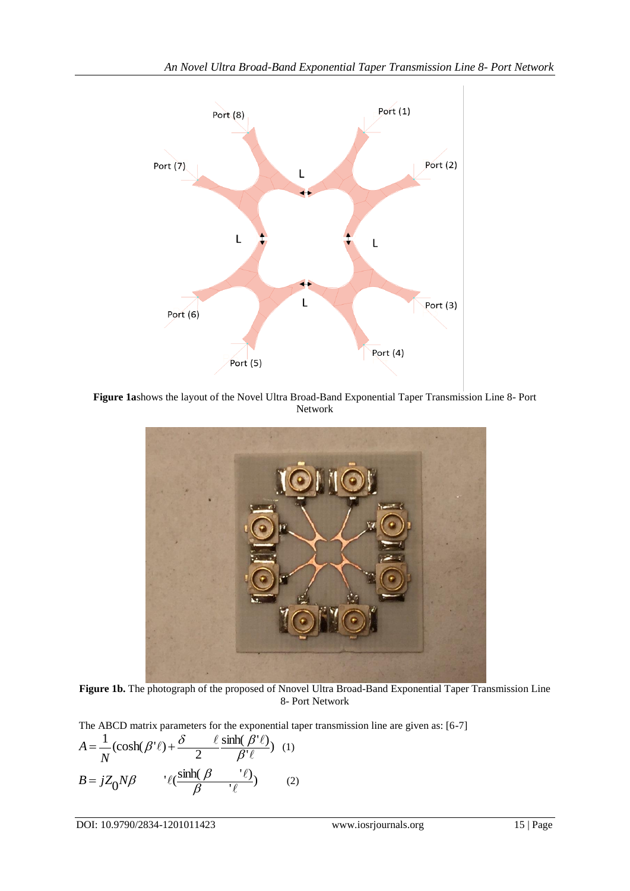**Figure 1a**shows the layout of the Novel Ultra Broad-Band Exponential Taper Transmission Line 8- Port Network

**Figure 1b.** The photograph of the proposed of Nnovel Ultra Broad-Band Exponential Taper Transmission Line 8- Port Network

The ABCD matrix parameters for the exponential taper transmission line are given as: [6-7]

$$A = \frac{1}{N}(\cosh(\beta'\ell) + \frac{\delta}{2}\frac{\ell \sinh(\beta'\ell)}{\beta'\ell}) \quad (1)$$

$$B = jZ_0 N\beta \quad '\ell(\frac{\sinh(\beta \quad '\ell)}{\beta \quad '\ell}) \quad (2)$$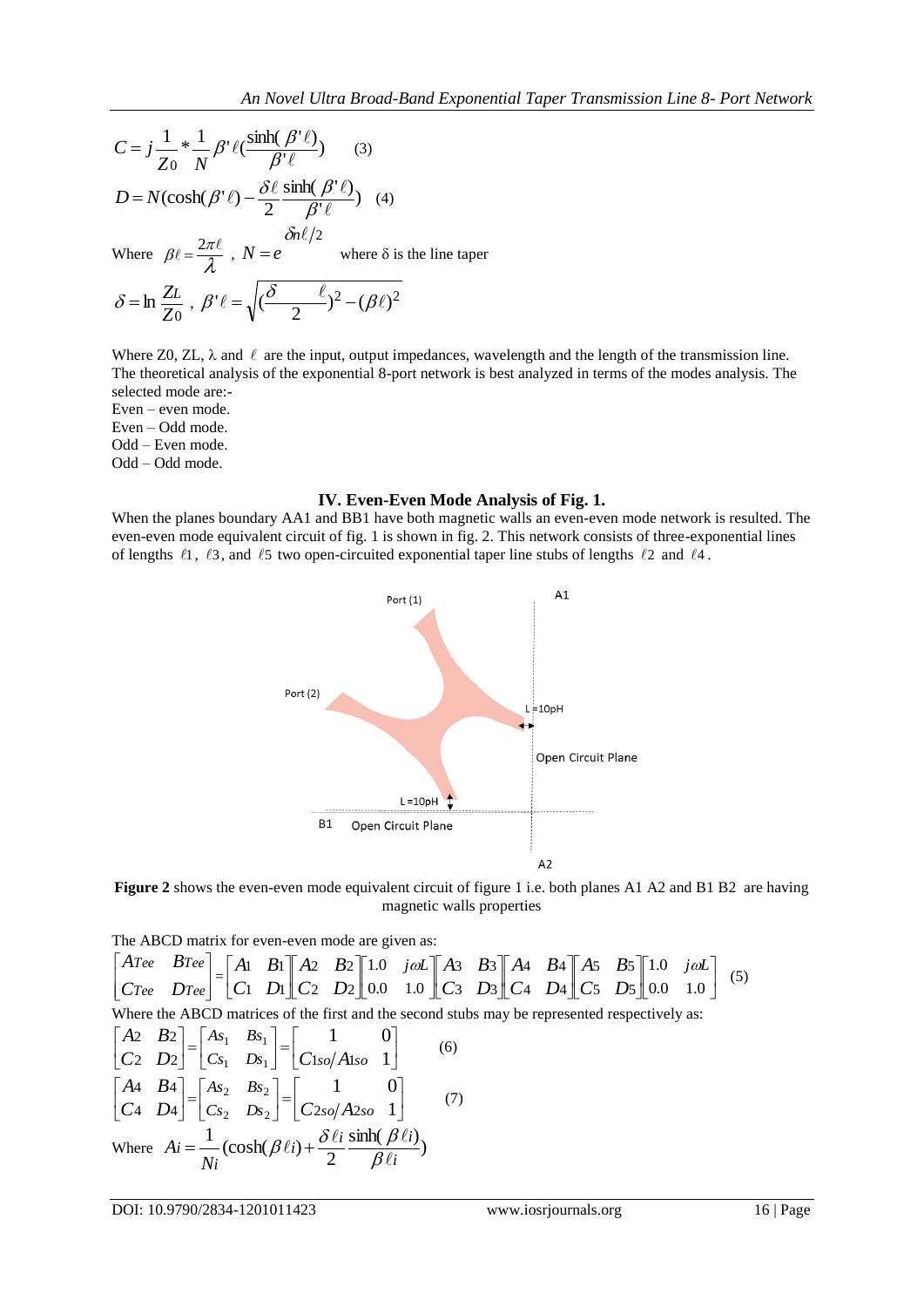$$C = j\frac{1}{Z_0} * \frac{1}{N}\beta'\ell(\frac{\sinh(\beta'\ell)}{\beta'\ell}) \quad (3)$$

$$D = N(\cosh(\beta'\ell) - \frac{\delta\ell}{2}\frac{\sinh(\beta'\ell)}{\beta'\ell}) \quad (4)$$

Where $\beta\ell = \frac{2\pi\ell}{\lambda}$ , $N = e^{\delta n\ell/2}$ where δ is the line taper

$$\delta = \ln\frac{Z_L}{Z_0} \text{ , } \beta'\ell = \sqrt{(\frac{\delta \qquad \ell}{2})^2 - (\beta\ell)^2}$$

Where Z0, ZL, λ and ℓ are the input, output impedances, wavelength and the length of the transmission line. The theoretical analysis of the exponential 8-port network is best analyzed in terms of the modes analysis. The selected mode are:-

Even – even mode.
Even – Odd mode.
Odd – Even mode.
Odd – Odd mode.

## IV. Even-Even Mode Analysis of Fig. 1.

When the planes boundary AA1 and BB1 have both magnetic walls an even-even mode network is resulted. The even-even mode equivalent circuit of fig. 1 is shown in fig. 2. This network consists of three-exponential lines of lengths $\ell 1$, $\ell 3$, and $\ell 5$ two open-circuited exponential taper line stubs of lengths $\ell 2$ and $\ell 4$.

**Figure 2** shows the even-even mode equivalent circuit of figure 1 i.e. both planes A1 A2 and B1 B2 are having magnetic walls properties

The ABCD matrix for even-even mode are given as:

$$\begin{bmatrix} A_{Tee} & B_{Tee} \\ C_{Tee} & D_{Tee} \end{bmatrix} = \begin{bmatrix} A_1 & B_1 \\ C_1 & D_1 \end{bmatrix} \begin{bmatrix} A_2 & B_2 \\ C_2 & D_2 \end{bmatrix} \begin{bmatrix} 1.0 & j\omega L \\ 0.0 & 1.0 \end{bmatrix} \begin{bmatrix} A_3 & B_3 \\ C_3 & D_3 \end{bmatrix} \begin{bmatrix} A_4 & B_4 \\ C_4 & D_4 \end{bmatrix} \begin{bmatrix} A_5 & B_5 \\ C_5 & D_5 \end{bmatrix} \begin{bmatrix} 1.0 & j\omega L \\ 0.0 & 1.0 \end{bmatrix} \quad (5)$$

Where the ABCD matrices of the first and the second stubs may be represented respectively as:

$$\begin{bmatrix} A_2 & B_2 \\ C_2 & D_2 \end{bmatrix} = \begin{bmatrix} As_1 & Bs_1 \\ Cs_1 & Ds_1 \end{bmatrix} = \begin{bmatrix} 1 & 0 \\ C_{1so}/A_{1so} & 1 \end{bmatrix} \quad (6)$$

$$\begin{bmatrix} A_4 & B_4 \\ C_4 & D_4 \end{bmatrix} = \begin{bmatrix} As_2 & Bs_2 \\ Cs_2 & Ds_2 \end{bmatrix} = \begin{bmatrix} 1 & 0 \\ C_{2so}/A_{2so} & 1 \end{bmatrix} \quad (7)$$

Where $Ai = \frac{1}{Ni}(\cosh(\beta\ell i) + \frac{\delta\ell i}{2}\frac{\sinh(\beta\ell i)}{\beta\ell i})$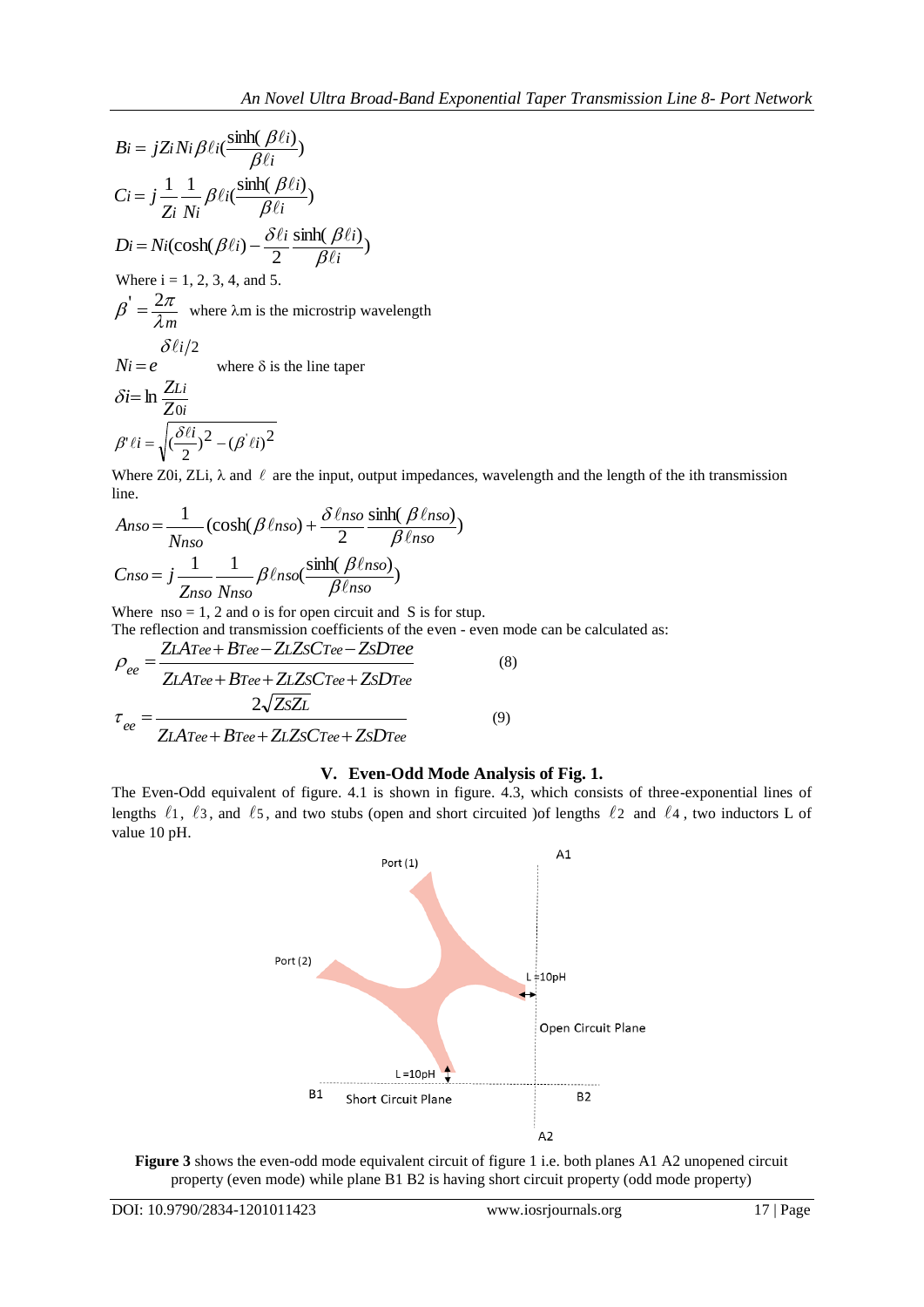$$B_i = jZ_i N_i \beta\ell_i\left(\frac{\sinh(\beta\ell_i)}{\beta\ell_i}\right)$$

$$C_i = j\frac{1}{Z_i}\frac{1}{N_i}\beta\ell_i\left(\frac{\sinh(\beta\ell_i)}{\beta\ell_i}\right)$$

$$D_i = N_i\left(\cosh(\beta\ell_i) - \frac{\delta\ell_i}{2}\frac{\sinh(\beta\ell_i)}{\beta\ell_i}\right)$$

Where i = 1, 2, 3, 4, and 5.

$$\beta' = \frac{2\pi}{\lambda m}$$ where λm is the microstrip wavelength

$$N_i = e^{\delta\ell_i/2}$$ where δ is the line taper

$$\delta_i = \ln\frac{Z_{Li}}{Z_{0i}}$$

$$\beta'\ell_i = \sqrt{\left(\frac{\delta\ell_i}{2}\right)^2 - (\beta'\ell_i)^2}$$

Where Z0i, ZLi, λ and ℓ are the input, output impedances, wavelength and the length of the ith transmission line.

$$A_{nso} = \frac{1}{N_{nso}}\left(\cosh(\beta\ell_{nso}) + \frac{\delta\ell_{nso}}{2}\frac{\sinh(\beta\ell_{nso})}{\beta\ell_{nso}}\right)$$

$$C_{nso} = j\frac{1}{Z_{nso}}\frac{1}{N_{nso}}\beta\ell_{nso}\left(\frac{\sinh(\beta\ell_{nso})}{\beta\ell_{nso}}\right)$$

Where nso = 1, 2 and o is for open circuit and S is for stup.

The reflection and transmission coefficients of the even - even mode can be calculated as:

$$\rho_{ee} = \frac{Z_L A_{Tee} + B_{Tee} - Z_L Z_S C_{Tee} - Z_S D_{Tee}}{Z_L A_{Tee} + B_{Tee} + Z_L Z_S C_{Tee} + Z_S D_{Tee}} \tag{8}$$

$$\tau_{ee} = \frac{2\sqrt{Z_S Z_L}}{Z_L A_{Tee} + B_{Tee} + Z_L Z_S C_{Tee} + Z_S D_{Tee}} \tag{9}$$

## V. Even-Odd Mode Analysis of Fig. 1.

The Even-Odd equivalent of figure. 4.1 is shown in figure. 4.3, which consists of three-exponential lines of lengths $\ell_1$, $\ell_3$, and $\ell_5$, and two stubs (open and short circuited )of lengths $\ell_2$ and $\ell_4$, two inductors L of value 10 pH.

**Figure 3** shows the even-odd mode equivalent circuit of figure 1 i.e. both planes A1 A2 unopened circuit property (even mode) while plane B1 B2 is having short circuit property (odd mode property)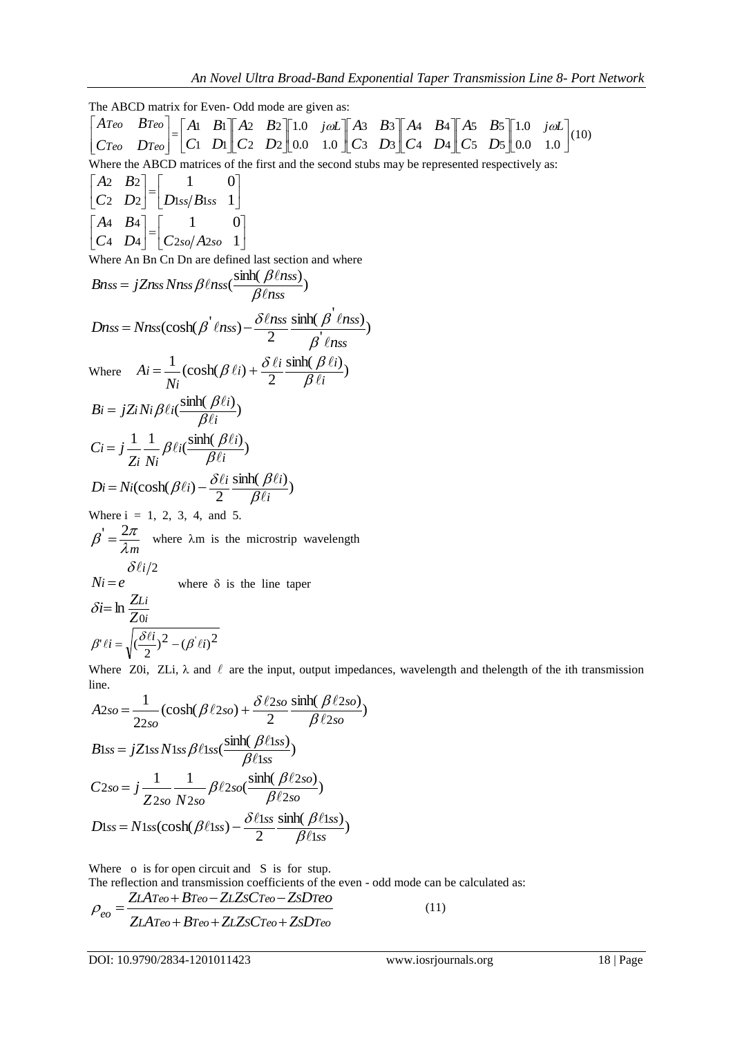The ABCD matrix for Even- Odd mode are given as:

$$\begin{bmatrix} A_{Teo} & B_{Teo} \\ C_{Teo} & D_{Teo} \end{bmatrix} = \begin{bmatrix} A_1 & B_1 \\ C_1 & D_1 \end{bmatrix} \begin{bmatrix} A_2 & B_2 \\ C_2 & D_2 \end{bmatrix} \begin{bmatrix} 1.0 & j\omega L \\ 0.0 & 1.0 \end{bmatrix} \begin{bmatrix} A_3 & B_3 \\ C_3 & D_3 \end{bmatrix} \begin{bmatrix} A_4 & B_4 \\ C_4 & D_4 \end{bmatrix} \begin{bmatrix} A_5 & B_5 \\ C_5 & D_5 \end{bmatrix} \begin{bmatrix} 1.0 & j\omega L \\ 0.0 & 1.0 \end{bmatrix} \quad (10)$$

Where the ABCD matrices of the first and the second stubs may be represented respectively as:

$$\begin{bmatrix} A_2 & B_2 \\ C_2 & D_2 \end{bmatrix} = \begin{bmatrix} 1 & 0 \\ D_{1ss}/B_{1ss} & 1 \end{bmatrix}$$

$$\begin{bmatrix} A_4 & B_4 \\ C_4 & D_4 \end{bmatrix} = \begin{bmatrix} 1 & 0 \\ C_{2so}/A_{2so} & 1 \end{bmatrix}$$

Where An Bn Cn Dn are defined last section and where

$$B_{nss} = jZ_{nss} N_{nss} \beta \ell_{nss} \left(\frac{\sinh(\beta \ell_{nss})}{\beta \ell_{nss}}\right)$$

$$D_{nss} = N_{nss}\left(\cosh(\beta' \ell_{nss}) - \frac{\delta \ell_{nss}}{2} \frac{\sinh(\beta' \ell_{nss})}{\beta' \ell_{nss}}\right)$$

Where $A_i = \dfrac{1}{N_i}\left(\cosh(\beta \ell_i) + \dfrac{\delta \ell_i}{2} \dfrac{\sinh(\beta \ell_i)}{\beta \ell_i}\right)$

$$B_i = jZ_i N_i \beta \ell_i \left(\frac{\sinh(\beta \ell_i)}{\beta \ell_i}\right)$$

$$C_i = j\frac{1}{Z_i}\frac{1}{N_i}\beta \ell_i \left(\frac{\sinh(\beta \ell_i)}{\beta \ell_i}\right)$$

$$D_i = N_i\left(\cosh(\beta \ell_i) - \frac{\delta \ell_i}{2} \frac{\sinh(\beta \ell_i)}{\beta \ell_i}\right)$$

Where i = 1, 2, 3, 4, and 5.

$\beta' = \dfrac{2\pi}{\lambda m}$ where $\lambda$m is the microstrip wavelength

$N_i = e^{\delta \ell_i / 2}$ where $\delta$ is the line taper

$$\delta_i = \ln \frac{Z_{Li}}{Z_{0i}}$$

$$\beta' \ell_i = \sqrt{\left(\frac{\delta \ell_i}{2}\right)^2 - (\beta' \ell_i)^2}$$

Where Z0i, ZLi, $\lambda$ and $\ell$ are the input, output impedances, wavelength and thelength of the ith transmission line.

$$A_{2so} = \frac{1}{2_{2so}}\left(\cosh(\beta \ell_{2so}) + \frac{\delta \ell_{2so}}{2} \frac{\sinh(\beta \ell_{2so})}{\beta \ell_{2so}}\right)$$

$$B_{1ss} = jZ_{1ss} N_{1ss} \beta \ell_{1ss} \left(\frac{\sinh(\beta \ell_{1ss})}{\beta \ell_{1ss}}\right)$$

$$C_{2so} = j\frac{1}{Z_{2so}}\frac{1}{N_{2so}}\beta \ell_{2so} \left(\frac{\sinh(\beta \ell_{2so})}{\beta \ell_{2so}}\right)$$

$$D_{1ss} = N_{1ss}\left(\cosh(\beta \ell_{1ss}) - \frac{\delta \ell_{1ss}}{2} \frac{\sinh(\beta \ell_{1ss})}{\beta \ell_{1ss}}\right)$$

Where o is for open circuit and S is for stup.

The reflection and transmission coefficients of the even - odd mode can be calculated as:

$$\rho_{eo} = \frac{Z_L A_{Teo} + B_{Teo} - Z_L Z_S C_{Teo} - Z_S D_{Teo}}{Z_L A_{Teo} + B_{Teo} + Z_L Z_S C_{Teo} + Z_S D_{Teo}} \quad (11)$$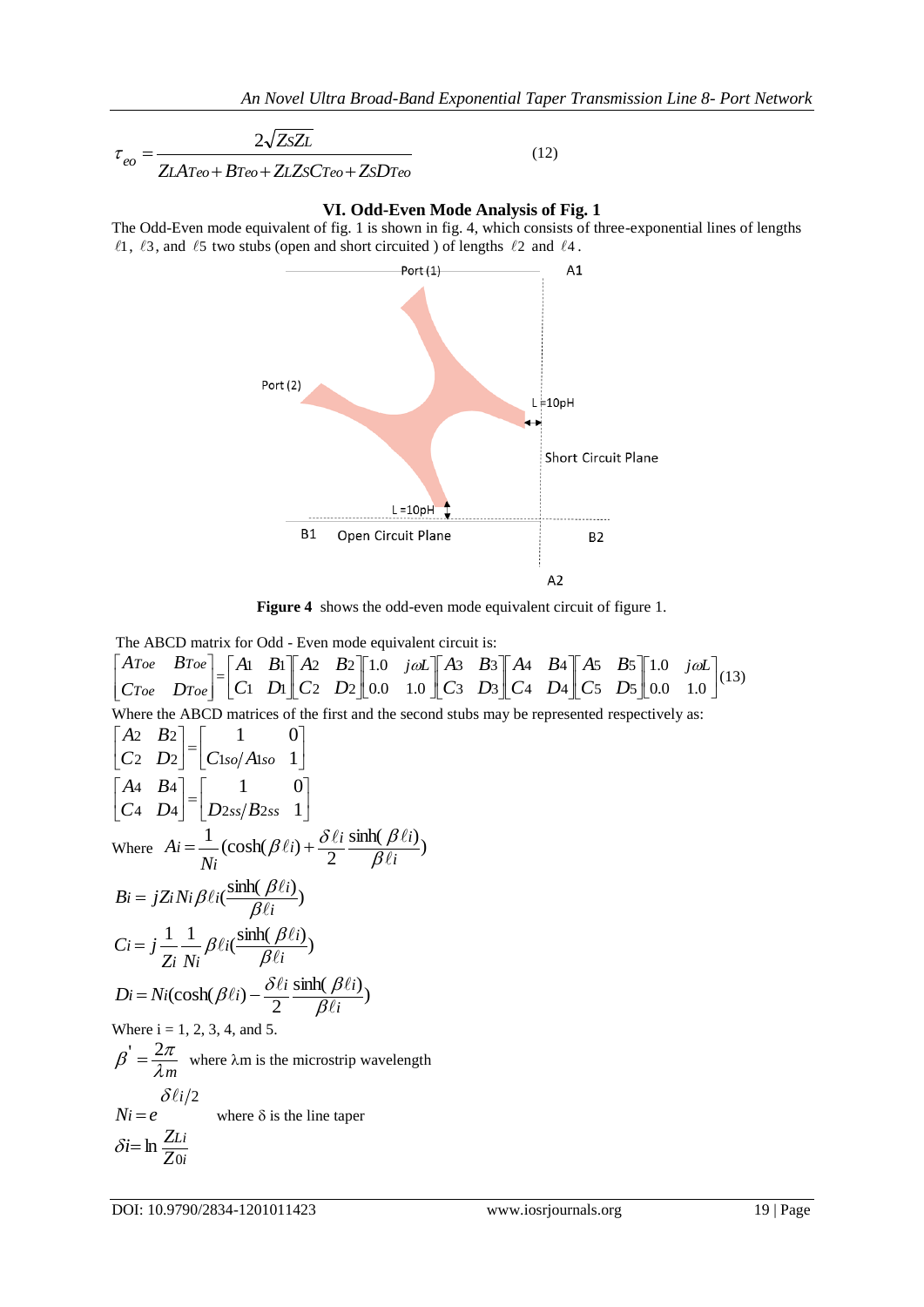$$\tau_{eo} = \frac{2\sqrt{Z_S Z_L}}{Z_L A_{Teo} + B_{Teo} + Z_L Z_S C_{Teo} + Z_S D_{Teo}} \quad (12)$$

## VI. Odd-Even Mode Analysis of Fig. 1

The Odd-Even mode equivalent of fig. 1 is shown in fig. 4, which consists of three-exponential lines of lengths $\ell 1$, $\ell 3$, and $\ell 5$ two stubs (open and short circuited ) of lengths $\ell 2$ and $\ell 4$.

**Figure 4** shows the odd-even mode equivalent circuit of figure 1.

The ABCD matrix for Odd - Even mode equivalent circuit is:

$$\begin{bmatrix} A_{Toe} & B_{Toe} \\ C_{Toe} & D_{Toe} \end{bmatrix} = \begin{bmatrix} A_1 & B_1 \\ C_1 & D_1 \end{bmatrix} \begin{bmatrix} A_2 & B_2 \\ C_2 & D_2 \end{bmatrix} \begin{bmatrix} 1.0 & j\omega L \\ 0.0 & 1.0 \end{bmatrix} \begin{bmatrix} A_3 & B_3 \\ C_3 & D_3 \end{bmatrix} \begin{bmatrix} A_4 & B_4 \\ C_4 & D_4 \end{bmatrix} \begin{bmatrix} A_5 & B_5 \\ C_5 & D_5 \end{bmatrix} \begin{bmatrix} 1.0 & j\omega L \\ 0.0 & 1.0 \end{bmatrix} \quad (13)$$

Where the ABCD matrices of the first and the second stubs may be represented respectively as:

$$\begin{bmatrix} A_2 & B_2 \\ C_2 & D_2 \end{bmatrix} = \begin{bmatrix} 1 & 0 \\ C_{1so}/A_{1so} & 1 \end{bmatrix}$$

$$\begin{bmatrix} A_4 & B_4 \\ C_4 & D_4 \end{bmatrix} = \begin{bmatrix} 1 & 0 \\ D_{2ss}/B_{2ss} & 1 \end{bmatrix}$$

Where $A_i = \frac{1}{N_i}(\cosh(\beta \ell i) + \frac{\delta \ell i}{2} \frac{\sinh(\beta \ell i)}{\beta \ell i})$

$$B_i = jZ_i N_i \beta \ell i (\frac{\sinh(\beta \ell i)}{\beta \ell i})$$

$$C_i = j\frac{1}{Z_i}\frac{1}{N_i}\beta \ell i (\frac{\sinh(\beta \ell i)}{\beta \ell i})$$

$$D_i = N_i(\cosh(\beta \ell i) - \frac{\delta \ell i}{2} \frac{\sinh(\beta \ell i)}{\beta \ell i})$$

Where i = 1, 2, 3, 4, and 5.

$\beta' = \frac{2\pi}{\lambda m}$ where λm is the microstrip wavelength

$N_i = e^{\delta \ell i/2}$ where δ is the line taper

$$\delta i = \ln \frac{Z_{Li}}{Z_{0i}}$$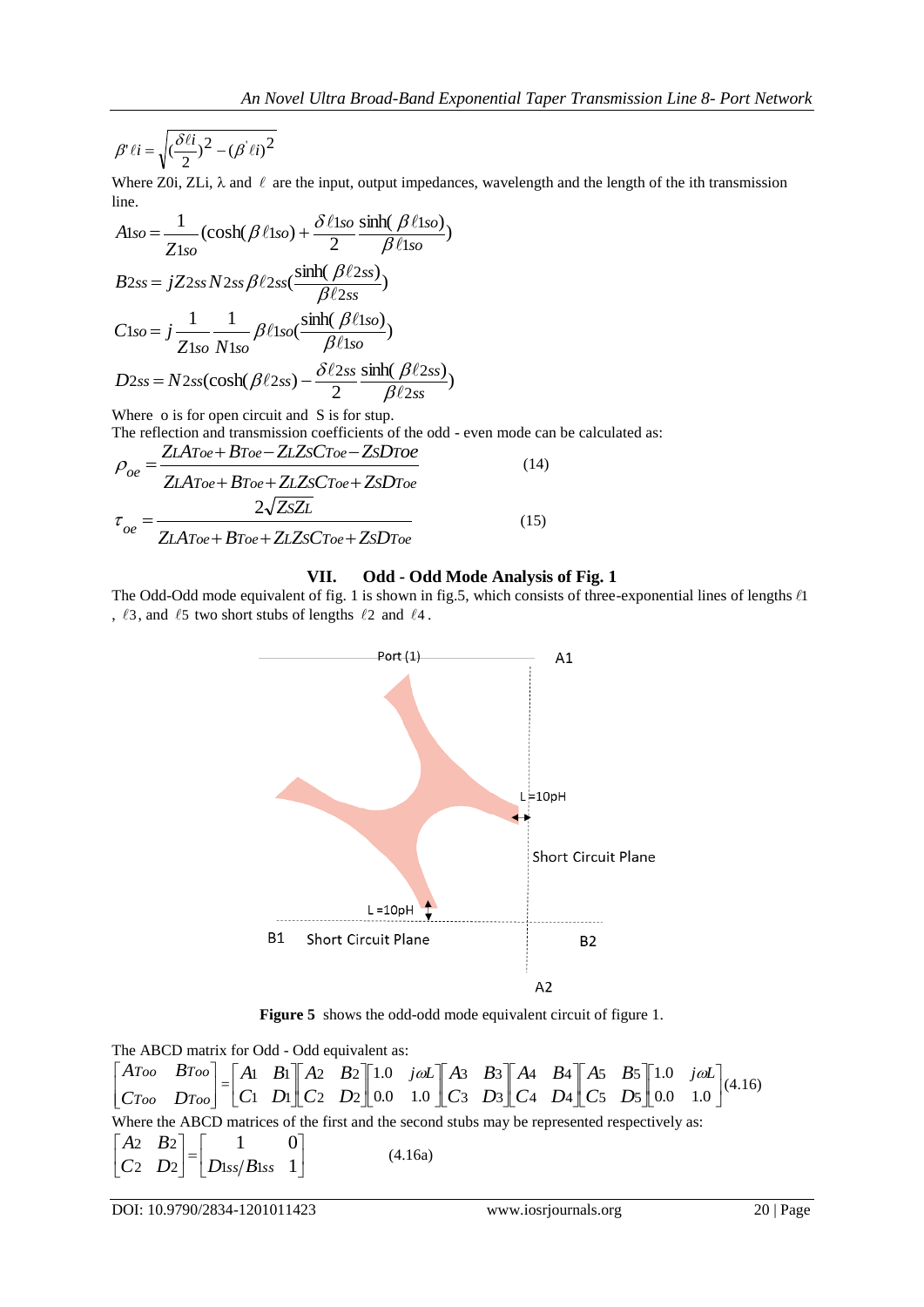$$\beta'\ell i = \sqrt{\left(\frac{\delta \ell i}{2}\right)^2 - (\beta' \ell i)^2}$$

Where Z0i, ZLi, λ and $\ell$ are the input, output impedances, wavelength and the length of the ith transmission line.

$$A1so = \frac{1}{Z1so}\left(\cosh(\beta \ell 1so) + \frac{\delta \ell 1so}{2}\frac{\sinh(\beta \ell 1so)}{\beta \ell 1so}\right)$$

$$B2ss = jZ2ss\, N2ss\, \beta \ell 2ss\left(\frac{\sinh(\beta \ell 2ss)}{\beta \ell 2ss}\right)$$

$$C1so = j\frac{1}{Z1so}\frac{1}{N1so}\beta \ell 1so\left(\frac{\sinh(\beta \ell 1so)}{\beta \ell 1so}\right)$$

$$D2ss = N2ss\left(\cosh(\beta \ell 2ss) - \frac{\delta \ell 2ss}{2}\frac{\sinh(\beta \ell 2ss)}{\beta \ell 2ss}\right)$$

Where o is for open circuit and S is for stup.

The reflection and transmission coefficients of the odd - even mode can be calculated as:

$$\rho_{oe} = \frac{Z_L A_{Toe} + B_{Toe} - Z_L Z_S C_{Toe} - Z_S D_{Toe}}{Z_L A_{Toe} + B_{Toe} + Z_L Z_S C_{Toe} + Z_S D_{Toe}} \quad (14)$$

$$\tau_{oe} = \frac{2\sqrt{Z_S Z_L}}{Z_L A_{Toe} + B_{Toe} + Z_L Z_S C_{Toe} + Z_S D_{Toe}} \quad (15)$$

## VII. Odd - Odd Mode Analysis of Fig. 1

The Odd-Odd mode equivalent of fig. 1 is shown in fig.5, which consists of three-exponential lines of lengths $\ell 1$, $\ell 3$, and $\ell 5$ two short stubs of lengths $\ell 2$ and $\ell 4$.

**Figure 5** shows the odd-odd mode equivalent circuit of figure 1.

The ABCD matrix for Odd - Odd equivalent as:

$$\begin{bmatrix} A_{Too} & B_{Too} \\ C_{Too} & D_{Too} \end{bmatrix} = \begin{bmatrix} A_1 & B_1 \\ C_1 & D_1 \end{bmatrix}\begin{bmatrix} A_2 & B_2 \\ C_2 & D_2 \end{bmatrix}\begin{bmatrix} 1.0 & j\omega L \\ 0.0 & 1.0 \end{bmatrix}\begin{bmatrix} A_3 & B_3 \\ C_3 & D_3 \end{bmatrix}\begin{bmatrix} A_4 & B_4 \\ C_4 & D_4 \end{bmatrix}\begin{bmatrix} A_5 & B_5 \\ C_5 & D_5 \end{bmatrix}\begin{bmatrix} 1.0 & j\omega L \\ 0.0 & 1.0 \end{bmatrix} \quad (4.16)$$

Where the ABCD matrices of the first and the second stubs may be represented respectively as:

$$\begin{bmatrix} A_2 & B_2 \\ C_2 & D_2 \end{bmatrix} = \begin{bmatrix} 1 & 0 \\ D_{1ss}/B_{1ss} & 1 \end{bmatrix} \quad (4.16a)$$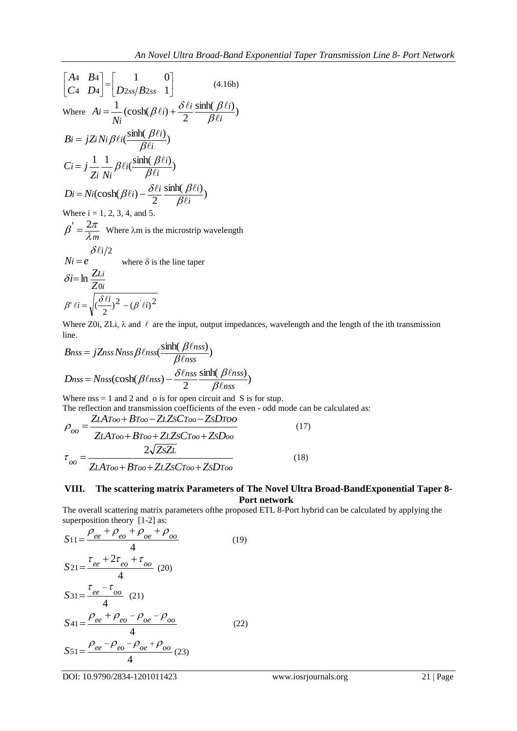$$\begin{bmatrix} A_4 & B_4 \\ C_4 & D_4 \end{bmatrix} = \begin{bmatrix} 1 & 0 \\ D_{2ss}/B_{2ss} & 1 \end{bmatrix} \qquad (4.16b)$$

Where $A_i = \frac{1}{N_i}(\cosh(\beta \ell_i) + \frac{\delta \ell_i}{2} \frac{\sinh(\beta \ell_i)}{\beta \ell_i})$

$$B_i = jZ_i N_i \beta \ell_i (\frac{\sinh(\beta \ell_i)}{\beta \ell_i})$$

$$C_i = j\frac{1}{Z_i}\frac{1}{N_i}\beta \ell_i (\frac{\sinh(\beta \ell_i)}{\beta \ell_i})$$

$$D_i = N_i(\cosh(\beta \ell_i) - \frac{\delta \ell_i}{2} \frac{\sinh(\beta \ell_i)}{\beta \ell_i})$$

Where i = 1, 2, 3, 4, and 5.

$\beta' = \frac{2\pi}{\lambda m}$ Where $\lambda m$ is the microstrip wavelength

$N_i = e^{\delta \ell_i/2}$ where $\delta$ is the line taper

$$\delta_i = \ln \frac{Z_{Li}}{Z_{0i}}$$

$$\beta' \ell_i = \sqrt{(\frac{\delta \ell_i}{2})^2 - (\beta' \ell_i)^2}$$

Where $Z_{0i}$, $Z_{Li}$, $\lambda$ and $\ell$ are the input, output impedances, wavelength and the length of the ith transmission line.

$$B_{nss} = jZ_{nss} N_{nss} \beta \ell_{nss} (\frac{\sinh(\beta \ell_{nss})}{\beta \ell_{nss}})$$

$$D_{nss} = N_{nss}(\cosh(\beta \ell_{nss}) - \frac{\delta \ell_{nss}}{2} \frac{\sinh(\beta \ell_{nss})}{\beta \ell_{nss}})$$

Where nss = 1 and 2 and o is for open circuit and S is for stup.

The reflection and transmission coefficients of the even - odd mode can be calculated as:

$$\rho_{oo} = \frac{Z_L A_{Too} + B_{Too} - Z_L Z_S C_{Too} - Z_S D_{Too}}{Z_L A_{Too} + B_{Too} + Z_L Z_S C_{Too} + Z_S D_{oo}} \qquad (17)$$

$$\tau_{oo} = \frac{2\sqrt{Z_S Z_L}}{Z_L A_{Too} + B_{Too} + Z_L Z_S C_{Too} + Z_S D_{Too}} \qquad (18)$$

## VIII. The scattering matrix Parameters of The Novel Ultra Broad-BandExponential Taper 8-Port network

The overall scattering matrix parameters ofthe proposed ETL 8-Port hybrid can be calculated by applying the superposition theory [1-2] as:

$$S_{11} = \frac{\rho_{ee} + \rho_{eo} + \rho_{oe} + \rho_{oo}}{4} \qquad (19)$$

$$S_{21} = \frac{\tau_{ee} + 2\tau_{eo} + \tau_{oo}}{4} \qquad (20)$$

$$S_{31} = \frac{\tau_{ee} - \tau_{oo}}{4} \qquad (21)$$

$$S_{41} = \frac{\rho_{ee} + \rho_{eo} - \rho_{oe} - \rho_{oo}}{4} \qquad (22)$$

$$S_{51} = \frac{\rho_{ee} - \rho_{eo} - \rho_{oe} + \rho_{oo}}{4} \qquad (23)$$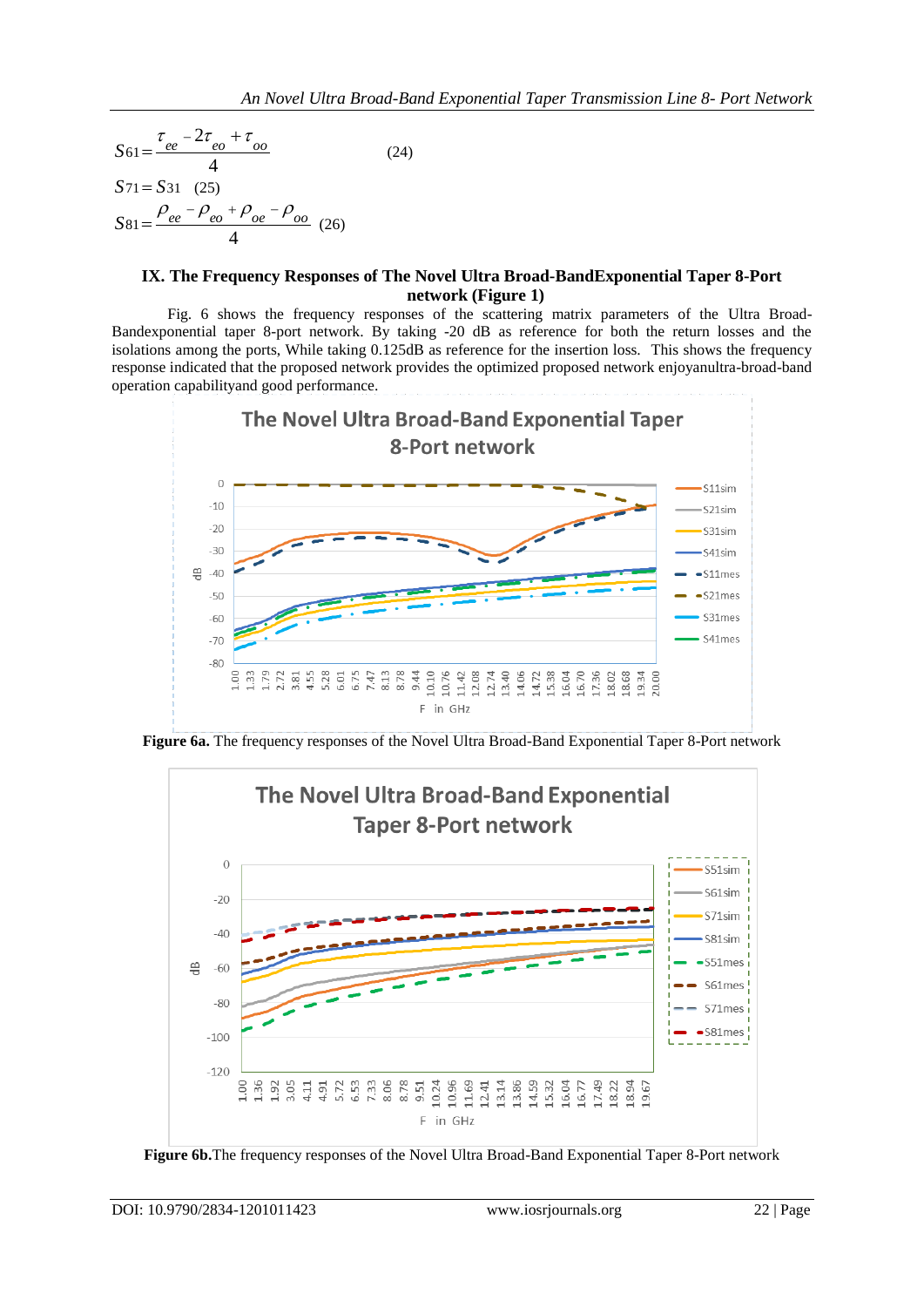$$S61 = \frac{\tau_{ee} - 2\tau_{eo} + \tau_{oo}}{4} \quad (24)$$

$$S71 = S31 \quad (25)$$

$$S81 = \frac{\rho_{ee} - \rho_{eo} + \rho_{oe} - \rho_{oo}}{4} \quad (26)$$

## IX. The Frequency Responses of The Novel Ultra Broad-BandExponential Taper 8-Port network (Figure 1)

Fig. 6 shows the frequency responses of the scattering matrix parameters of the Ultra Broad-Bandexponential taper 8-port network. By taking -20 dB as reference for both the return losses and the isolations among the ports, While taking 0.125dB as reference for the insertion loss. This shows the frequency response indicated that the proposed network provides the optimized proposed network enjoyanultra-broad-band operation capabilityand good performance.

**Figure 6a.** The frequency responses of the Novel Ultra Broad-Band Exponential Taper 8-Port network

**Figure 6b.**The frequency responses of the Novel Ultra Broad-Band Exponential Taper 8-Port network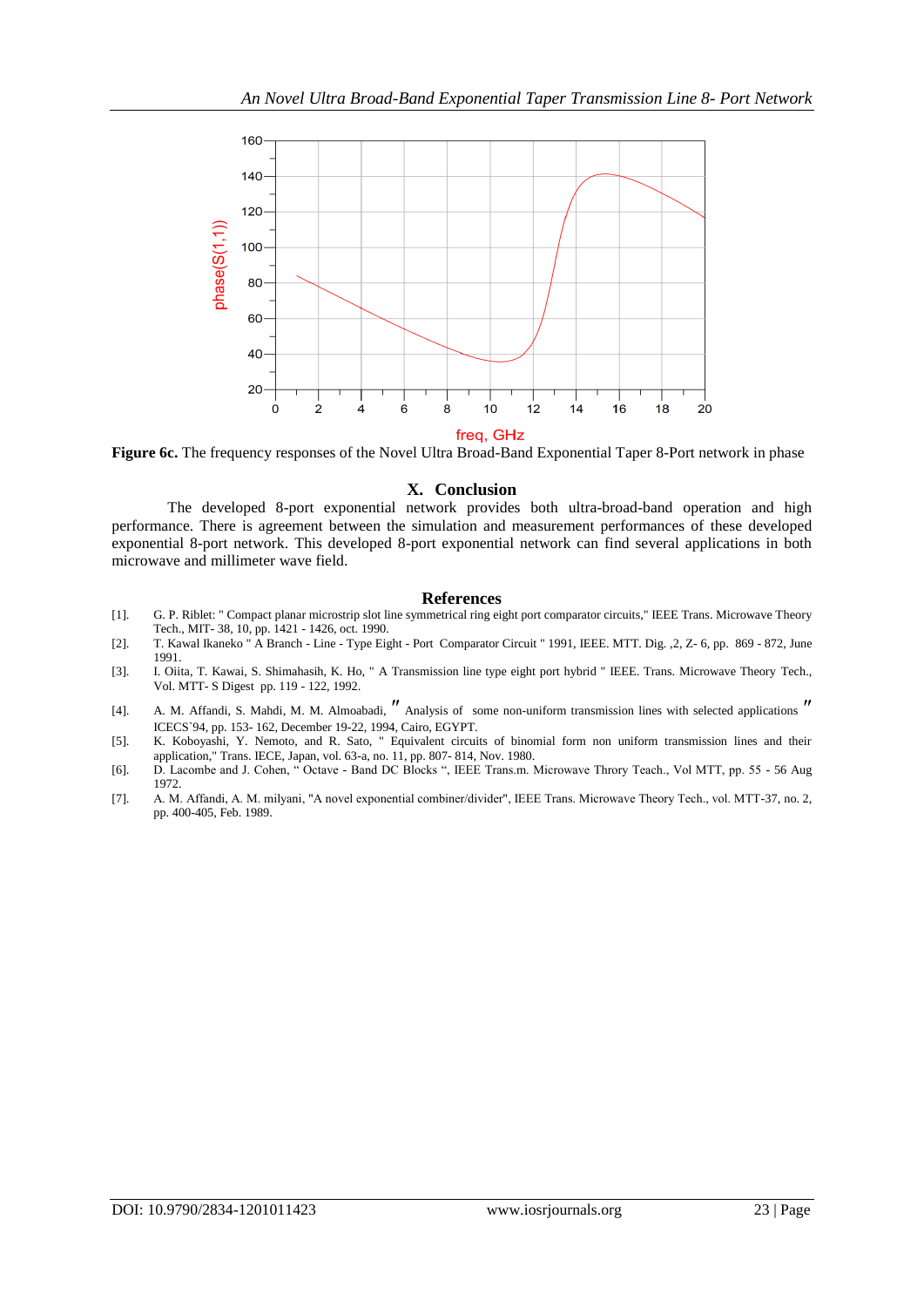160
140
120
100
80
60
40
20

phase(S(1,1))

0 2 4 6 8 10 12 14 16 18 20

freq, GHz

**Figure 6c.** The frequency responses of the Novel Ultra Broad-Band Exponential Taper 8-Port network in phase

## X. Conclusion

The developed 8-port exponential network provides both ultra-broad-band operation and high performance. There is agreement between the simulation and measurement performances of these developed exponential 8-port network. This developed 8-port exponential network can find several applications in both microwave and millimeter wave field.

## References

[1]. G. P. Riblet: " Compact planar microstrip slot line symmetrical ring eight port comparator circuits," IEEE Trans. Microwave Theory Tech., MIT- 38, 10, pp. 1421 - 1426, oct. 1990.

[2]. T. Kawal Ikaneko " A Branch - Line - Type Eight - Port Comparator Circuit " 1991, IEEE. MTT. Dig. ,2, Z- 6, pp. 869 - 872, June 1991.

[3]. I. Oiita, T. Kawai, S. Shimahasih, K. Ho, " A Transmission line type eight port hybrid " IEEE. Trans. Microwave Theory Tech., Vol. MTT- S Digest pp. 119 - 122, 1992.

[4]. A. M. Affandi, S. Mahdi, M. M. Almoabadi, ″ Analysis of some non-uniform transmission lines with selected applications ″ ICECS`94, pp. 153- 162, December 19-22, 1994, Cairo, EGYPT.

[5]. K. Koboyashi, Y. Nemoto, and R. Sato, " Equivalent circuits of binomial form non uniform transmission lines and their application," Trans. IECE, Japan, vol. 63-a, no. 11, pp. 807- 814, Nov. 1980.

[6]. D. Lacombe and J. Cohen, " Octave - Band DC Blocks ", IEEE Trans.m. Microwave Throry Teach., Vol MTT, pp. 55 - 56 Aug 1972.

[7]. A. M. Affandi, A. M. milyani, "A novel exponential combiner/divider", IEEE Trans. Microwave Theory Tech., vol. MTT-37, no. 2, pp. 400-405, Feb. 1989.